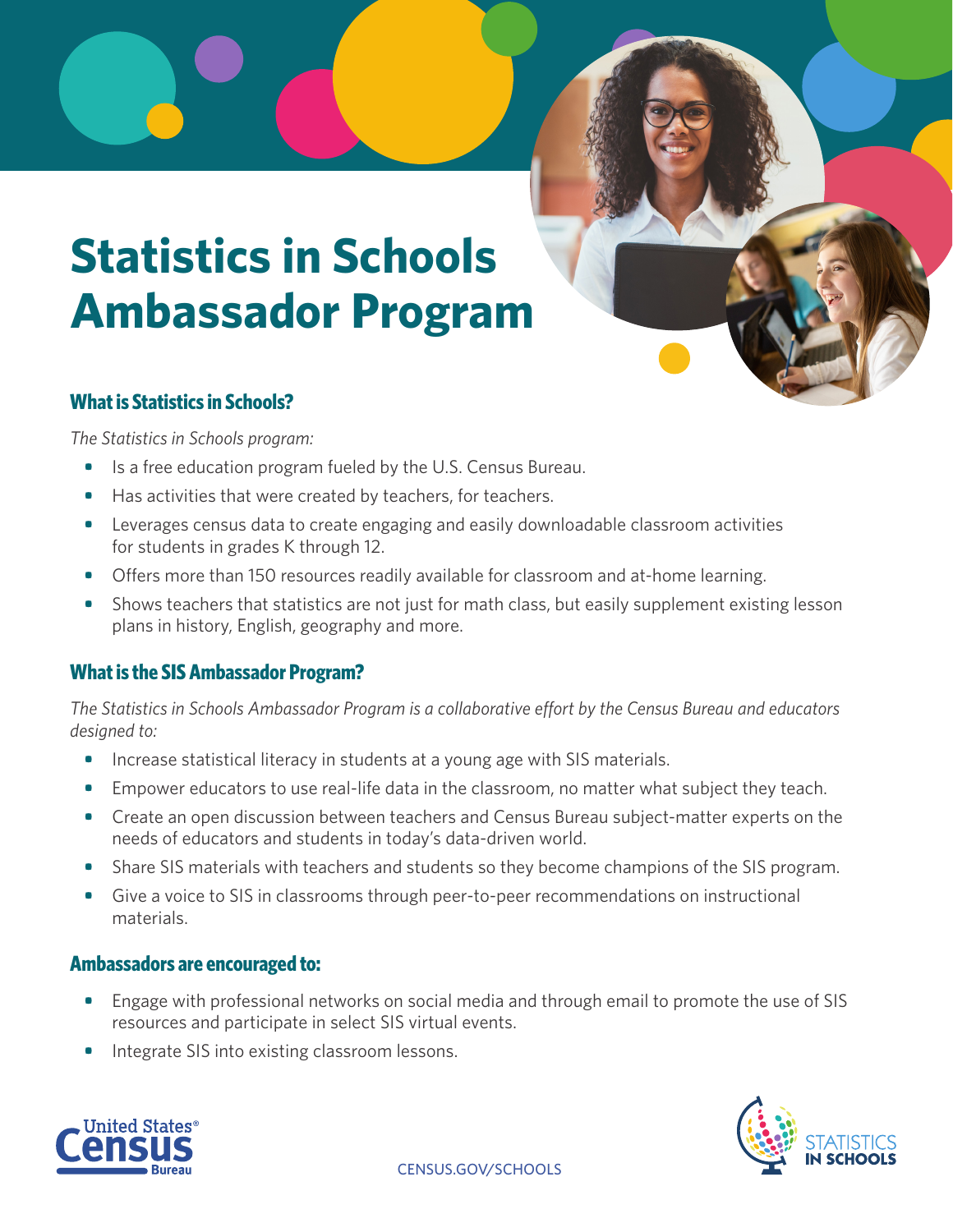# Statistics in Schools Ambassador Program

## What is Statistics in Schools?

*The Statistics in Schools program:*

- Is a free education program fueled by the U.S. Census Bureau.
- Has activities that were created by teachers, for teachers.
- Leverages census data to create engaging and easily downloadable classroom activities for students in grades K through 12.
- Offers more than 150 resources readily available for classroom and at-home learning.
- Shows teachers that statistics are not just for math class, but easily supplement existing lesson plans in history, English, geography and more.

## What is the SIS Ambassador Program?

*The Statistics in Schools Ambassador Program is a collaborative effort by the Census Bureau and educators designed to:*

- Increase statistical literacy in students at a young age with SIS materials.
- Empower educators to use real-life data in the classroom, no matter what subject they teach.
- Create an open discussion between teachers and Census Bureau subject-matter experts on the needs of educators and students in today's data-driven world.
- Share SIS materials with teachers and students so they become champions of the SIS program.
- Give a voice to SIS in classrooms through peer-to-peer recommendations on instructional materials.

## Ambassadors are encouraged to:

- Engage with professional networks on social media and through email to promote the use of SIS resources and participate in select SIS virtual events.
- Integrate SIS into existing classroom lessons.

United States® Census Bureau

CENSUS.GOV/SCHOOLS

STATISTICS IN SCHOOLS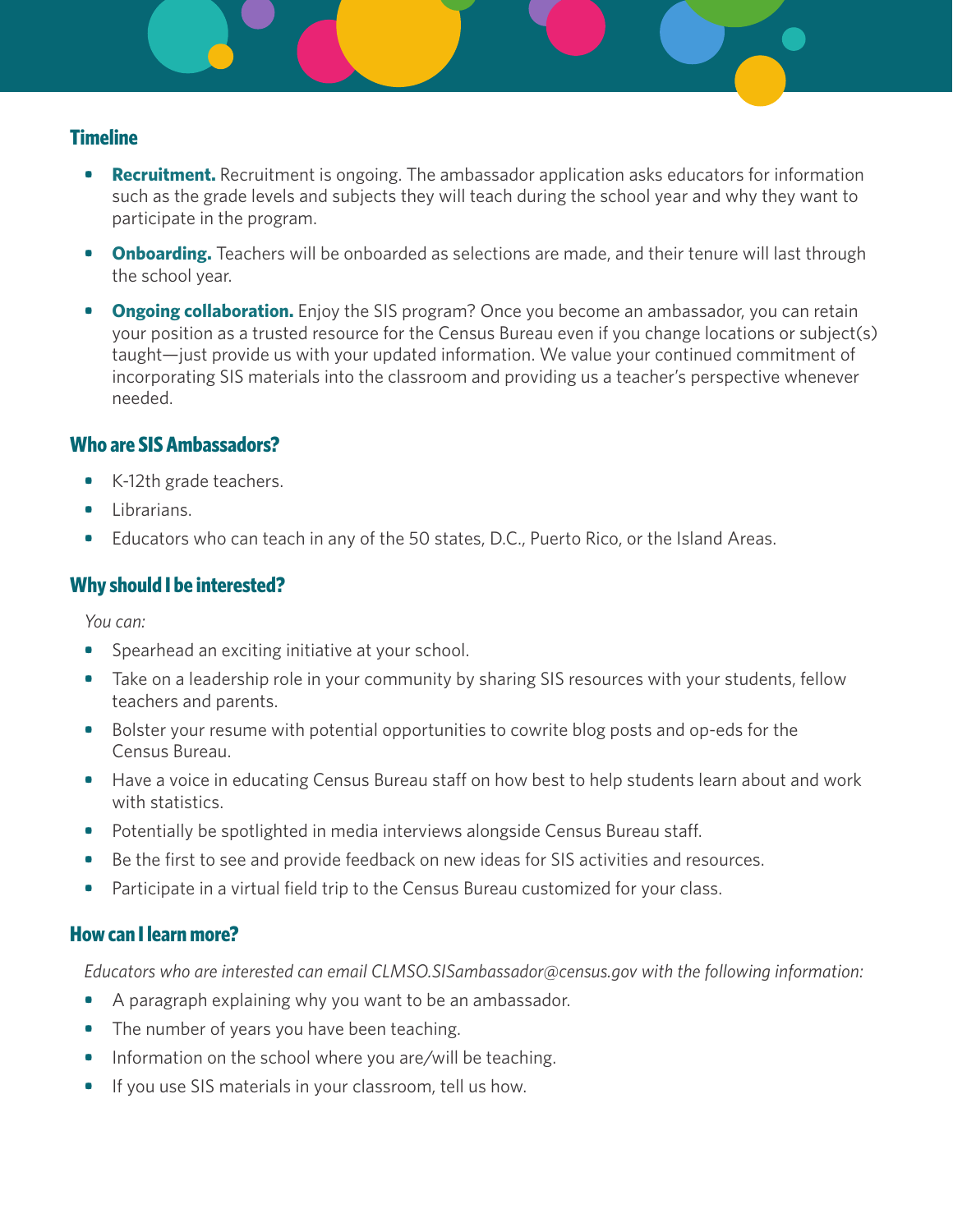## Timeline

- **Recruitment.** Recruitment is ongoing. The ambassador application asks educators for information such as the grade levels and subjects they will teach during the school year and why they want to participate in the program.
- **Onboarding.** Teachers will be onboarded as selections are made, and their tenure will last through the school year.
- **Ongoing collaboration.** Enjoy the SIS program? Once you become an ambassador, you can retain your position as a trusted resource for the Census Bureau even if you change locations or subject(s) taught—just provide us with your updated information. We value your continued commitment of incorporating SIS materials into the classroom and providing us a teacher's perspective whenever needed.

## Who are SIS Ambassadors?

- K-12th grade teachers.
- Librarians.
- Educators who can teach in any of the 50 states, D.C., Puerto Rico, or the Island Areas.

## Why should I be interested?

*You can:*

- Spearhead an exciting initiative at your school.
- Take on a leadership role in your community by sharing SIS resources with your students, fellow teachers and parents.
- Bolster your resume with potential opportunities to cowrite blog posts and op-eds for the Census Bureau.
- Have a voice in educating Census Bureau staff on how best to help students learn about and work with statistics.
- Potentially be spotlighted in media interviews alongside Census Bureau staff.
- Be the first to see and provide feedback on new ideas for SIS activities and resources.
- Participate in a virtual field trip to the Census Bureau customized for your class.

## How can I learn more?

*Educators who are interested can email CLMSO.SISambassador@census.gov with the following information:*

- A paragraph explaining why you want to be an ambassador.
- The number of years you have been teaching.
- Information on the school where you are/will be teaching.
- If you use SIS materials in your classroom, tell us how.